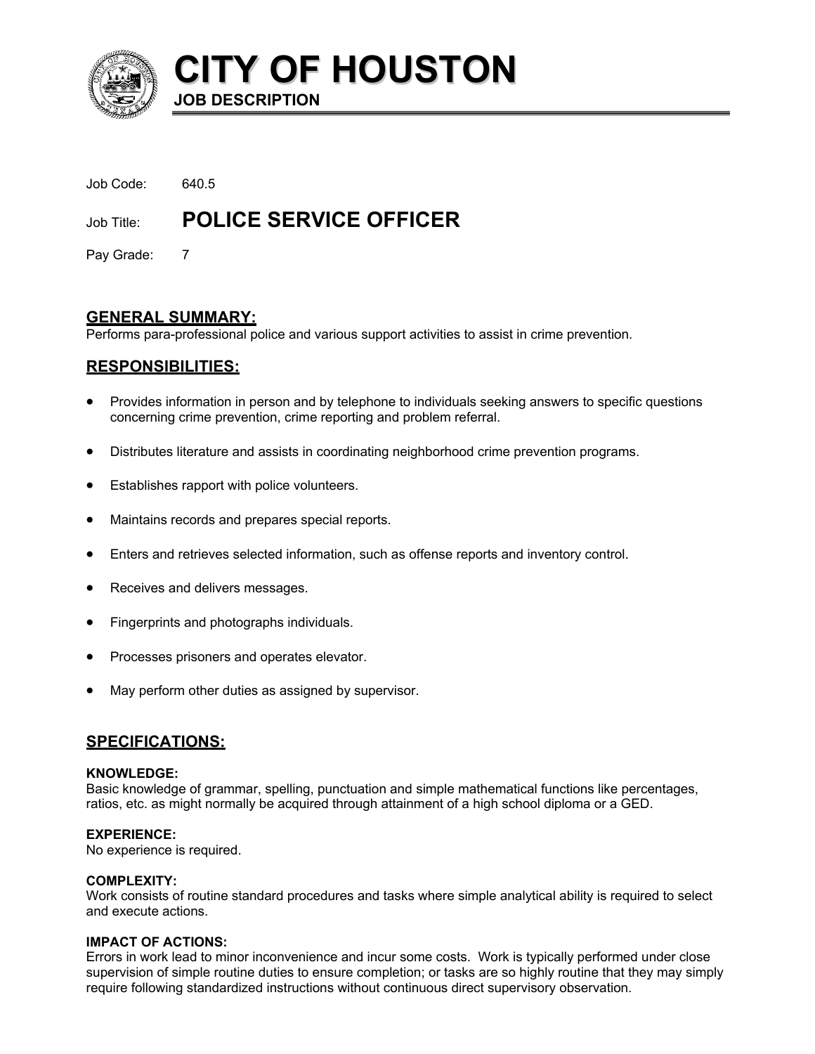# CITY OF HOUSTON

**JOB DESCRIPTION**

Job Code: 640.5

Job Title: **POLICE SERVICE OFFICER**

Pay Grade: 7

## GENERAL SUMMARY:

Performs para-professional police and various support activities to assist in crime prevention.

## RESPONSIBILITIES:

- Provides information in person and by telephone to individuals seeking answers to specific questions concerning crime prevention, crime reporting and problem referral.
- Distributes literature and assists in coordinating neighborhood crime prevention programs.
- Establishes rapport with police volunteers.
- Maintains records and prepares special reports.
- Enters and retrieves selected information, such as offense reports and inventory control.
- Receives and delivers messages.
- Fingerprints and photographs individuals.
- Processes prisoners and operates elevator.
- May perform other duties as assigned by supervisor.

## SPECIFICATIONS:

**KNOWLEDGE:**
Basic knowledge of grammar, spelling, punctuation and simple mathematical functions like percentages, ratios, etc. as might normally be acquired through attainment of a high school diploma or a GED.

**EXPERIENCE:**
No experience is required.

**COMPLEXITY:**
Work consists of routine standard procedures and tasks where simple analytical ability is required to select and execute actions.

**IMPACT OF ACTIONS:**
Errors in work lead to minor inconvenience and incur some costs. Work is typically performed under close supervision of simple routine duties to ensure completion; or tasks are so highly routine that they may simply require following standardized instructions without continuous direct supervisory observation.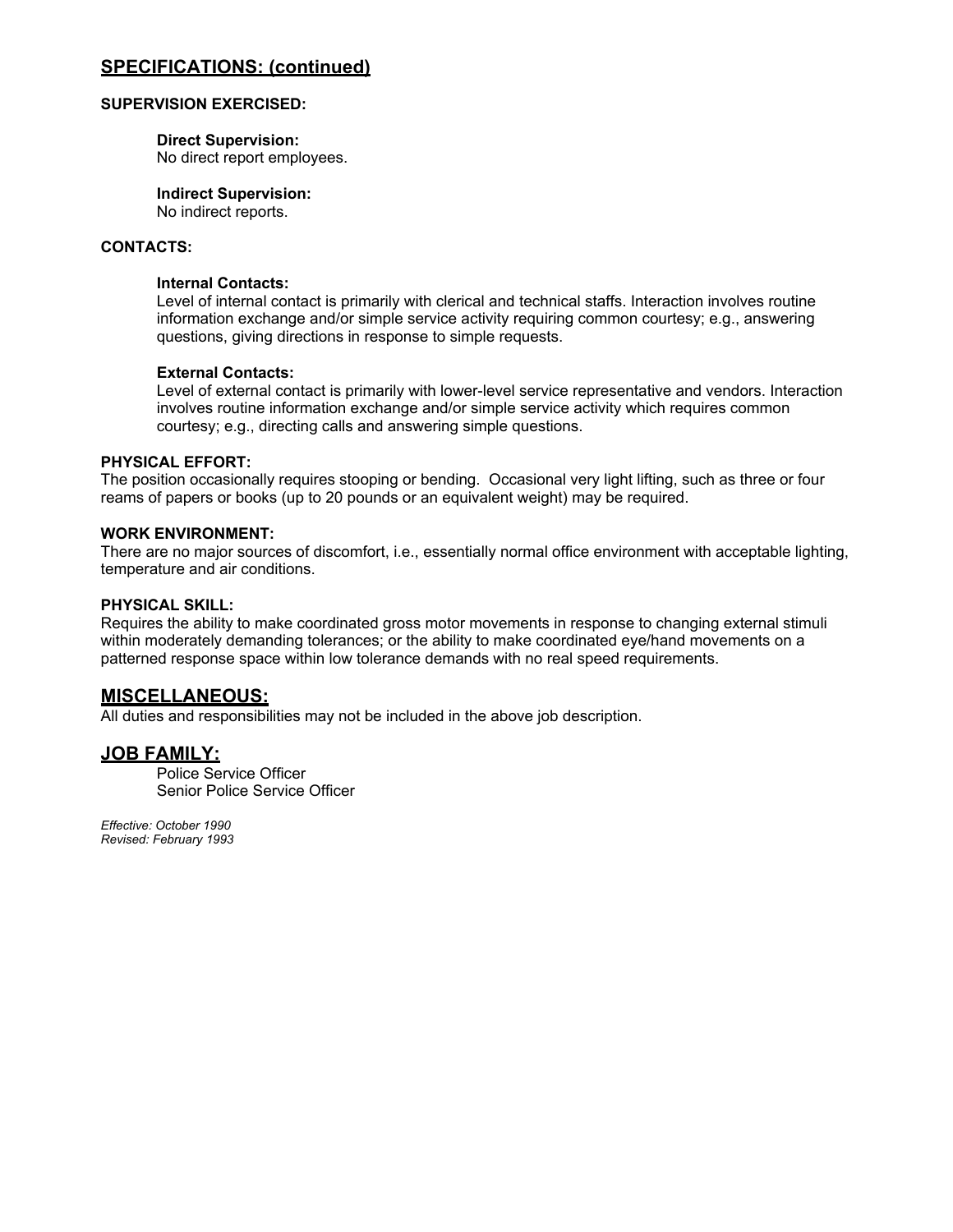## SPECIFICATIONS: (continued)

**SUPERVISION EXERCISED:**

**Direct Supervision:**
No direct report employees.

**Indirect Supervision:**
No indirect reports.

**CONTACTS:**

**Internal Contacts:**
Level of internal contact is primarily with clerical and technical staffs. Interaction involves routine information exchange and/or simple service activity requiring common courtesy; e.g., answering questions, giving directions in response to simple requests.

**External Contacts:**
Level of external contact is primarily with lower-level service representative and vendors. Interaction involves routine information exchange and/or simple service activity which requires common courtesy; e.g., directing calls and answering simple questions.

**PHYSICAL EFFORT:**
The position occasionally requires stooping or bending. Occasional very light lifting, such as three or four reams of papers or books (up to 20 pounds or an equivalent weight) may be required.

**WORK ENVIRONMENT:**
There are no major sources of discomfort, i.e., essentially normal office environment with acceptable lighting, temperature and air conditions.

**PHYSICAL SKILL:**
Requires the ability to make coordinated gross motor movements in response to changing external stimuli within moderately demanding tolerances; or the ability to make coordinated eye/hand movements on a patterned response space within low tolerance demands with no real speed requirements.

## MISCELLANEOUS:

All duties and responsibilities may not be included in the above job description.

## JOB FAMILY:

Police Service Officer
Senior Police Service Officer

*Effective: October 1990*
*Revised: February 1993*